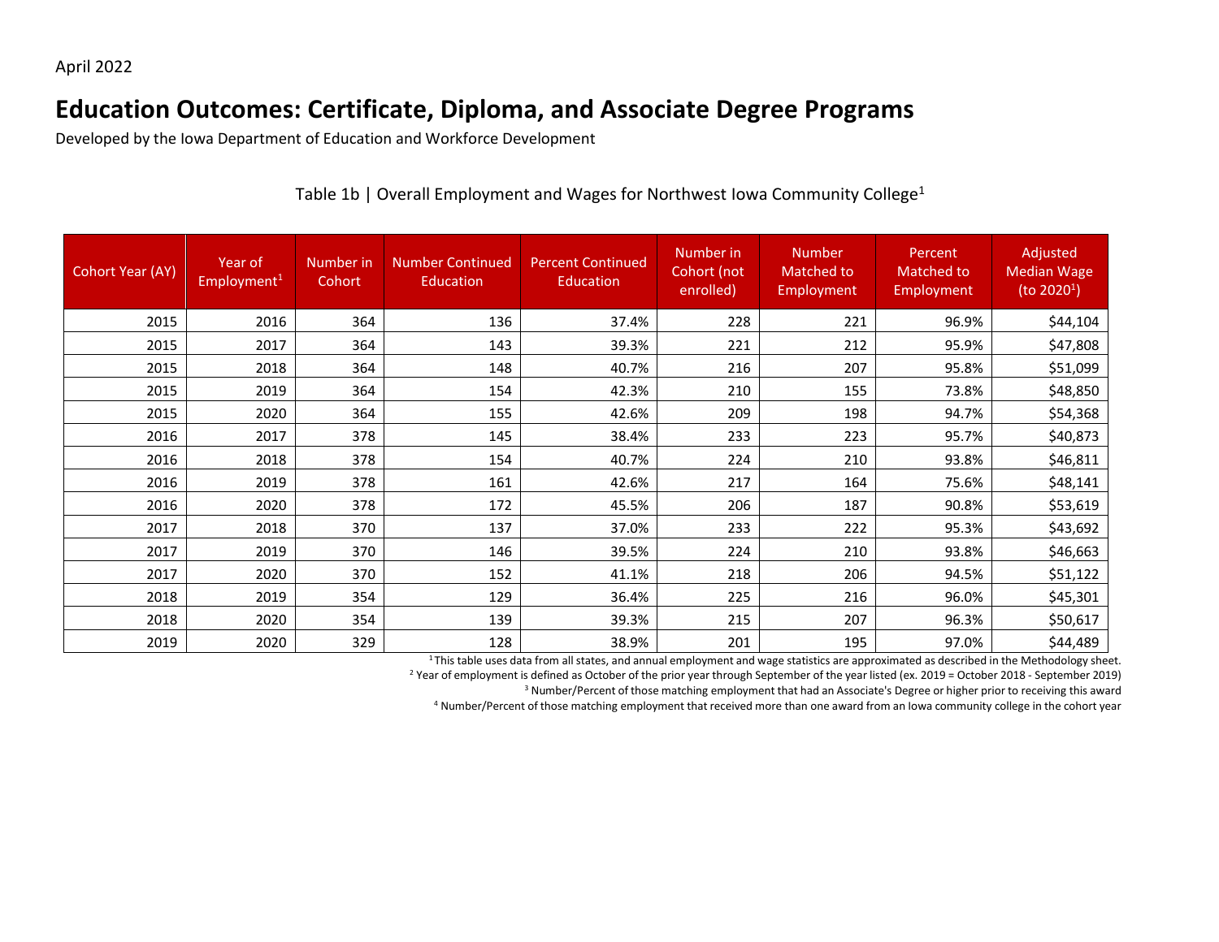April 2022

# Education Outcomes: Certificate, Diploma, and Associate Degree Programs

Developed by the Iowa Department of Education and Workforce Development

Table 1b | Overall Employment and Wages for Northwest Iowa Community College[1]

| Cohort Year (AY) | Year of Employment[1] | Number in Cohort | Number Continued Education | Percent Continued Education | Number in Cohort (not enrolled) | Number Matched to Employment | Percent Matched to Employment | Adjusted Median Wage (to 2020[1]) |
|---|---|---|---|---|---|---|---|---|
| 2015 | 2016 | 364 | 136 | 37.4% | 228 | 221 | 96.9% | $44,104 |
| 2015 | 2017 | 364 | 143 | 39.3% | 221 | 212 | 95.9% | $47,808 |
| 2015 | 2018 | 364 | 148 | 40.7% | 216 | 207 | 95.8% | $51,099 |
| 2015 | 2019 | 364 | 154 | 42.3% | 210 | 155 | 73.8% | $48,850 |
| 2015 | 2020 | 364 | 155 | 42.6% | 209 | 198 | 94.7% | $54,368 |
| 2016 | 2017 | 378 | 145 | 38.4% | 233 | 223 | 95.7% | $40,873 |
| 2016 | 2018 | 378 | 154 | 40.7% | 224 | 210 | 93.8% | $46,811 |
| 2016 | 2019 | 378 | 161 | 42.6% | 217 | 164 | 75.6% | $48,141 |
| 2016 | 2020 | 378 | 172 | 45.5% | 206 | 187 | 90.8% | $53,619 |
| 2017 | 2018 | 370 | 137 | 37.0% | 233 | 222 | 95.3% | $43,692 |
| 2017 | 2019 | 370 | 146 | 39.5% | 224 | 210 | 93.8% | $46,663 |
| 2017 | 2020 | 370 | 152 | 41.1% | 218 | 206 | 94.5% | $51,122 |
| 2018 | 2019 | 354 | 129 | 36.4% | 225 | 216 | 96.0% | $45,301 |
| 2018 | 2020 | 354 | 139 | 39.3% | 215 | 207 | 96.3% | $50,617 |
| 2019 | 2020 | 329 | 128 | 38.9% | 201 | 195 | 97.0% | $44,489 |

[1] This table uses data from all states, and annual employment and wage statistics are approximated as described in the Methodology sheet.

[2] Year of employment is defined as October of the prior year through September of the year listed (ex. 2019 = October 2018 - September 2019)

[3] Number/Percent of those matching employment that had an Associate's Degree or higher prior to receiving this award

[4] Number/Percent of those matching employment that received more than one award from an Iowa community college in the cohort year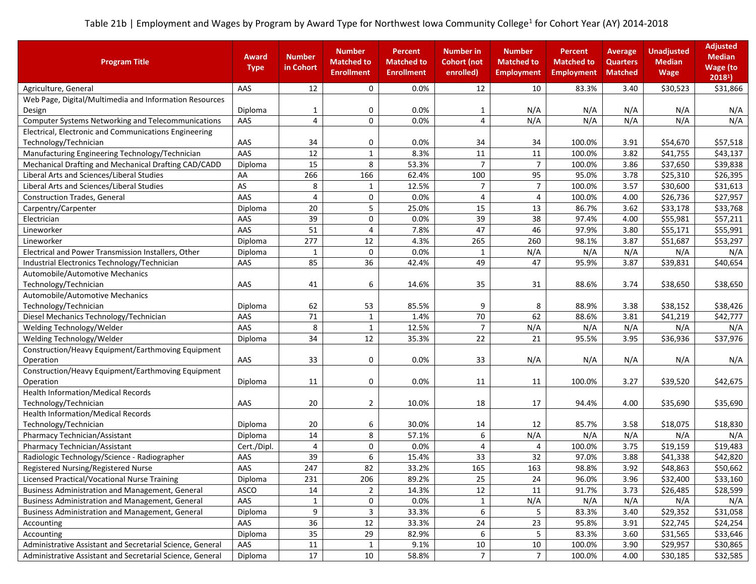Table 21b | Employment and Wages by Program by Award Type for Northwest Iowa Community College[1] for Cohort Year (AY) 2014-2018

| Program Title | Award Type | Number in Cohort | Number Matched to Enrollment | Percent Matched to Enrollment | Number in Cohort (not enrolled) | Number Matched to Employment | Percent Matched to Employment | Average Quarters Matched | Unadjusted Median Wage | Adjusted Median Wage (to 2018[1]) |
|---|---|---|---|---|---|---|---|---|---|---|
| Agriculture, General | AAS | 12 | 0 | 0.0% | 12 | 10 | 83.3% | 3.40 | $30,523 | $31,866 |
| Web Page, Digital/Multimedia and Information Resources Design | Diploma | 1 | 0 | 0.0% | 1 | N/A | N/A | N/A | N/A | N/A |
| Computer Systems Networking and Telecommunications | AAS | 4 | 0 | 0.0% | 4 | N/A | N/A | N/A | N/A | N/A |
| Electrical, Electronic and Communications Engineering Technology/Technician | AAS | 34 | 0 | 0.0% | 34 | 34 | 100.0% | 3.91 | $54,670 | $57,518 |
| Manufacturing Engineering Technology/Technician | AAS | 12 | 1 | 8.3% | 11 | 11 | 100.0% | 3.82 | $41,755 | $43,137 |
| Mechanical Drafting and Mechanical Drafting CAD/CADD | Diploma | 15 | 8 | 53.3% | 7 | 7 | 100.0% | 3.86 | $37,650 | $39,838 |
| Liberal Arts and Sciences/Liberal Studies | AA | 266 | 166 | 62.4% | 100 | 95 | 95.0% | 3.78 | $25,310 | $26,395 |
| Liberal Arts and Sciences/Liberal Studies | AS | 8 | 1 | 12.5% | 7 | 7 | 100.0% | 3.57 | $30,600 | $31,613 |
| Construction Trades, General | AAS | 4 | 0 | 0.0% | 4 | 4 | 100.0% | 4.00 | $26,736 | $27,957 |
| Carpentry/Carpenter | Diploma | 20 | 5 | 25.0% | 15 | 13 | 86.7% | 3.62 | $33,178 | $33,768 |
| Electrician | AAS | 39 | 0 | 0.0% | 39 | 38 | 97.4% | 4.00 | $55,981 | $57,211 |
| Lineworker | AAS | 51 | 4 | 7.8% | 47 | 46 | 97.9% | 3.80 | $55,171 | $55,991 |
| Lineworker | Diploma | 277 | 12 | 4.3% | 265 | 260 | 98.1% | 3.87 | $51,687 | $53,297 |
| Electrical and Power Transmission Installers, Other | Diploma | 1 | 0 | 0.0% | 1 | N/A | N/A | N/A | N/A | N/A |
| Industrial Electronics Technology/Technician | AAS | 85 | 36 | 42.4% | 49 | 47 | 95.9% | 3.87 | $39,831 | $40,654 |
| Automobile/Automotive Mechanics Technology/Technician | AAS | 41 | 6 | 14.6% | 35 | 31 | 88.6% | 3.74 | $38,650 | $38,650 |
| Automobile/Automotive Mechanics Technology/Technician | Diploma | 62 | 53 | 85.5% | 9 | 8 | 88.9% | 3.38 | $38,152 | $38,426 |
| Diesel Mechanics Technology/Technician | AAS | 71 | 1 | 1.4% | 70 | 62 | 88.6% | 3.81 | $41,219 | $42,777 |
| Welding Technology/Welder | AAS | 8 | 1 | 12.5% | 7 | N/A | N/A | N/A | N/A | N/A |
| Welding Technology/Welder | Diploma | 34 | 12 | 35.3% | 22 | 21 | 95.5% | 3.95 | $36,936 | $37,976 |
| Construction/Heavy Equipment/Earthmoving Equipment Operation | AAS | 33 | 0 | 0.0% | 33 | N/A | N/A | N/A | N/A | N/A |
| Construction/Heavy Equipment/Earthmoving Equipment Operation | Diploma | 11 | 0 | 0.0% | 11 | 11 | 100.0% | 3.27 | $39,520 | $42,675 |
| Health Information/Medical Records Technology/Technician | AAS | 20 | 2 | 10.0% | 18 | 17 | 94.4% | 4.00 | $35,690 | $35,690 |
| Health Information/Medical Records Technology/Technician | Diploma | 20 | 6 | 30.0% | 14 | 12 | 85.7% | 3.58 | $18,075 | $18,830 |
| Pharmacy Technician/Assistant | Diploma | 14 | 8 | 57.1% | 6 | N/A | N/A | N/A | N/A | N/A |
| Pharmacy Technician/Assistant | Cert./Dipl. | 4 | 0 | 0.0% | 4 | 4 | 100.0% | 3.75 | $19,159 | $19,483 |
| Radiologic Technology/Science - Radiographer | AAS | 39 | 6 | 15.4% | 33 | 32 | 97.0% | 3.88 | $41,338 | $42,820 |
| Registered Nursing/Registered Nurse | AAS | 247 | 82 | 33.2% | 165 | 163 | 98.8% | 3.92 | $48,863 | $50,662 |
| Licensed Practical/Vocational Nurse Training | Diploma | 231 | 206 | 89.2% | 25 | 24 | 96.0% | 3.96 | $32,400 | $33,160 |
| Business Administration and Management, General | ASCO | 14 | 2 | 14.3% | 12 | 11 | 91.7% | 3.73 | $26,485 | $28,599 |
| Business Administration and Management, General | AAS | 1 | 0 | 0.0% | 1 | N/A | N/A | N/A | N/A | N/A |
| Business Administration and Management, General | Diploma | 9 | 3 | 33.3% | 6 | 5 | 83.3% | 3.40 | $29,352 | $31,058 |
| Accounting | AAS | 36 | 12 | 33.3% | 24 | 23 | 95.8% | 3.91 | $22,745 | $24,254 |
| Accounting | Diploma | 35 | 29 | 82.9% | 6 | 5 | 83.3% | 3.60 | $31,565 | $33,646 |
| Administrative Assistant and Secretarial Science, General | AAS | 11 | 1 | 9.1% | 10 | 10 | 100.0% | 3.90 | $29,957 | $30,865 |
| Administrative Assistant and Secretarial Science, General | Diploma | 17 | 10 | 58.8% | 7 | 7 | 100.0% | 4.00 | $30,185 | $32,585 |